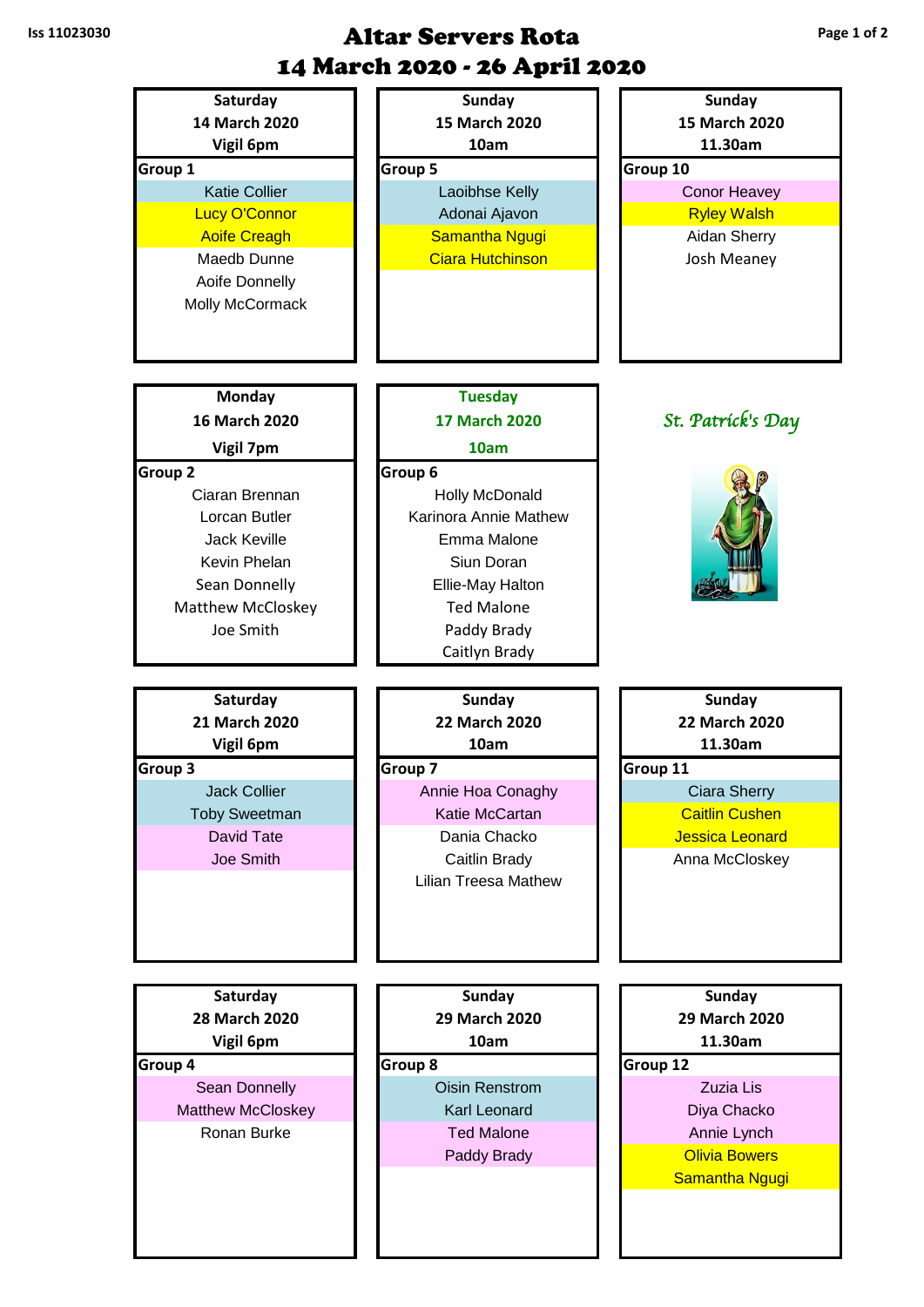# Altar Servers Rota

## 14 March 2020 - 26 April 2020

Iss 11023030

| Saturday 14 March 2020 Vigil 6pm | Sunday 15 March 2020 10am | Sunday 15 March 2020 11.30am |
|---|---|---|
| **Group 1** | **Group 5** | **Group 10** |
| Katie Collier | Laoibhse Kelly | Conor Heavey |
| Lucy O'Connor | Adonai Ajavon | Ryley Walsh |
| Aoife Creagh | Samantha Ngugi | Aidan Sherry |
| Maedb Dunne | Ciara Hutchinson | Josh Meaney |
| Aoife Donnelly | | |
| Molly McCormack | | |

| Monday 16 March 2020 Vigil 7pm | Tuesday 17 March 2020 10am |
|---|---|
| **Group 2** | **Group 6** |
| Ciaran Brennan | Holly McDonald |
| Lorcan Butler | Karinora Annie Mathew |
| Jack Keville | Emma Malone |
| Kevin Phelan | Siun Doran |
| Sean Donnelly | Ellie-May Halton |
| Matthew McCloskey | Ted Malone |
| Joe Smith | Paddy Brady |
| | Caitlyn Brady |

*St. Patrick's Day*

| Saturday 21 March 2020 Vigil 6pm | Sunday 22 March 2020 10am | Sunday 22 March 2020 11.30am |
|---|---|---|
| **Group 3** | **Group 7** | **Group 11** |
| Jack Collier | Annie Hoa Conaghy | Ciara Sherry |
| Toby Sweetman | Katie McCartan | Caitlin Cushen |
| David Tate | Dania Chacko | Jessica Leonard |
| Joe Smith | Caitlin Brady | Anna McCloskey |
| | Lilian Treesa Mathew | |

| Saturday 28 March 2020 Vigil 6pm | Sunday 29 March 2020 10am | Sunday 29 March 2020 11.30am |
|---|---|---|
| **Group 4** | **Group 8** | **Group 12** |
| Sean Donnelly | Oisin Renstrom | Zuzia Lis |
| Matthew McCloskey | Karl Leonard | Diya Chacko |
| Ronan Burke | Ted Malone | Annie Lynch |
| | Paddy Brady | Olivia Bowers |
| | | Samantha Ngugi |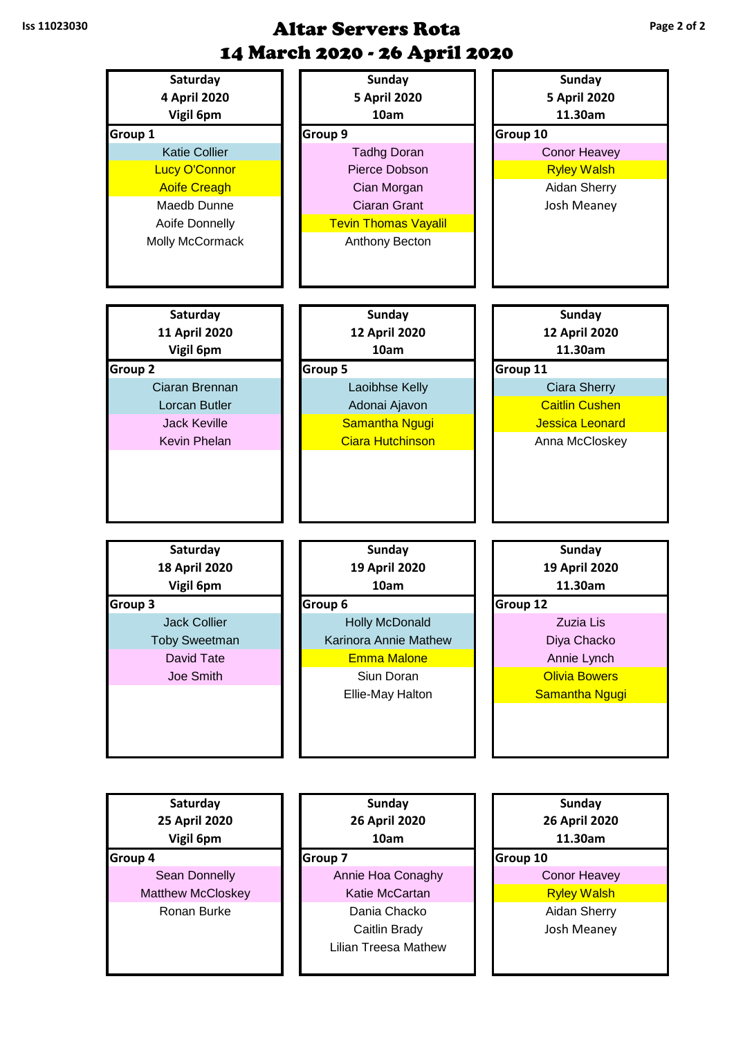# Altar Servers Rota
## 14 March 2020 - 26 April 2020

| Saturday 4 April 2020 Vigil 6pm | Sunday 5 April 2020 10am | Sunday 5 April 2020 11.30am |
|---|---|---|
| Group 1 | Group 9 | Group 10 |
| Katie Collier | Tadhg Doran | Conor Heavey |
| Lucy O'Connor | Pierce Dobson | Ryley Walsh |
| Aoife Creagh | Cian Morgan | Aidan Sherry |
| Maedb Dunne | Ciaran Grant | Josh Meaney |
| Aoife Donnelly | Tevin Thomas Vayalil | |
| Molly McCormack | Anthony Becton | |

| Saturday 11 April 2020 Vigil 6pm | Sunday 12 April 2020 10am | Sunday 12 April 2020 11.30am |
|---|---|---|
| Group 2 | Group 5 | Group 11 |
| Ciaran Brennan | Laoibhse Kelly | Ciara Sherry |
| Lorcan Butler | Adonai Ajavon | Caitlin Cushen |
| Jack Keville | Samantha Ngugi | Jessica Leonard |
| Kevin Phelan | Ciara Hutchinson | Anna McCloskey |

| Saturday 18 April 2020 Vigil 6pm | Sunday 19 April 2020 10am | Sunday 19 April 2020 11.30am |
|---|---|---|
| Group 3 | Group 6 | Group 12 |
| Jack Collier | Holly McDonald | Zuzia Lis |
| Toby Sweetman | Karinora Annie Mathew | Diya Chacko |
| David Tate | Emma Malone | Annie Lynch |
| Joe Smith | Siun Doran | Olivia Bowers |
| | Ellie-May Halton | Samantha Ngugi |

| Saturday 25 April 2020 Vigil 6pm | Sunday 26 April 2020 10am | Sunday 26 April 2020 11.30am |
|---|---|---|
| Group 4 | Group 7 | Group 10 |
| Sean Donnelly | Annie Hoa Conaghy | Conor Heavey |
| Matthew McCloskey | Katie McCartan | Ryley Walsh |
| Ronan Burke | Dania Chacko | Aidan Sherry |
| | Caitlin Brady | Josh Meaney |
| | Lilian Treesa Mathew | |